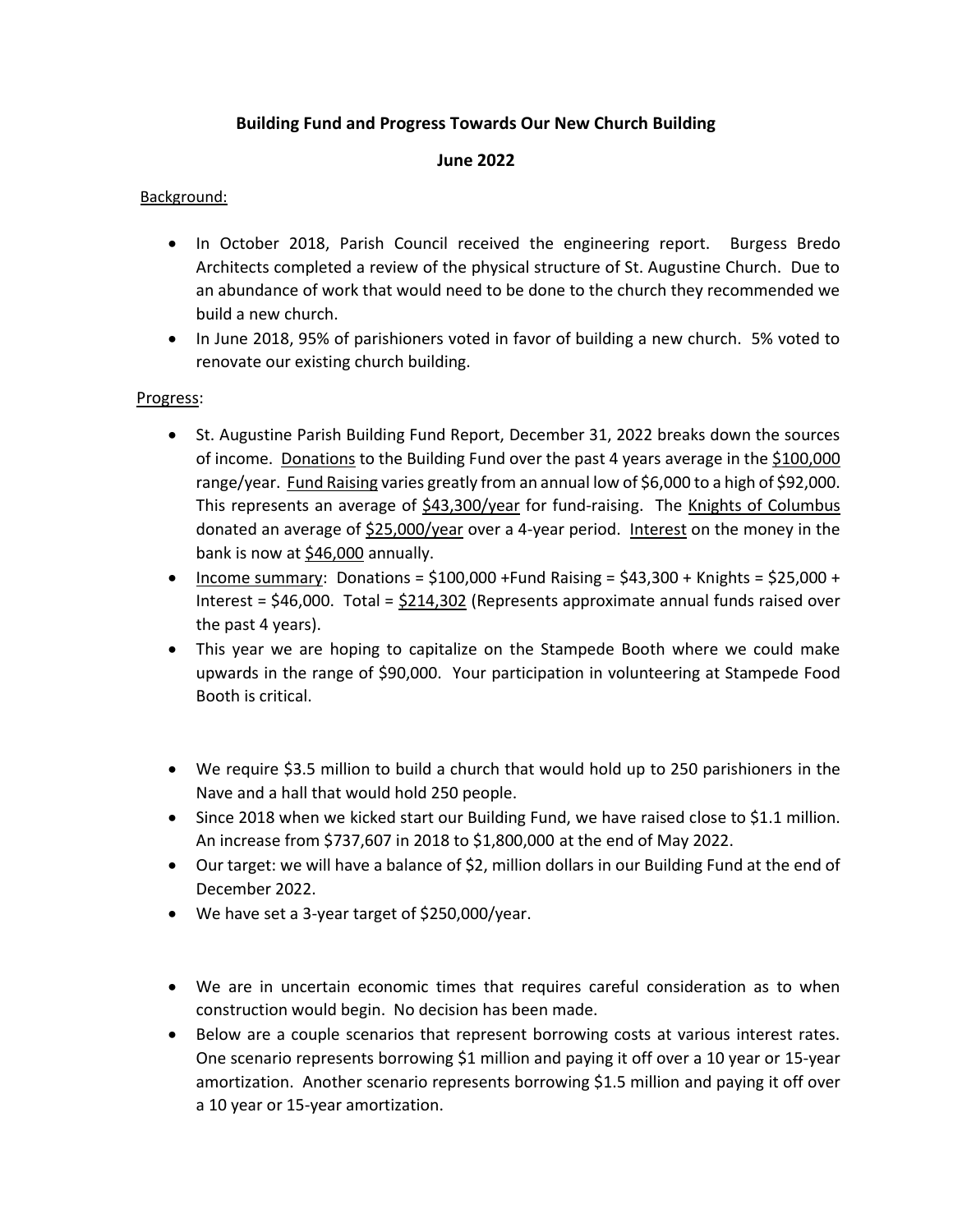**Building Fund and Progress Towards Our New Church Building**

**June 2022**

Background:

- In October 2018, Parish Council received the engineering report. Burgess Bredo Architects completed a review of the physical structure of St. Augustine Church. Due to an abundance of work that would need to be done to the church they recommended we build a new church.
- In June 2018, 95% of parishioners voted in favor of building a new church. 5% voted to renovate our existing church building.

Progress:

- St. Augustine Parish Building Fund Report, December 31, 2022 breaks down the sources of income. Donations to the Building Fund over the past 4 years average in the $100,000 range/year. Fund Raising varies greatly from an annual low of $6,000 to a high of $92,000. This represents an average of $43,300/year for fund-raising. The Knights of Columbus donated an average of $25,000/year over a 4-year period. Interest on the money in the bank is now at $46,000 annually.
- Income summary: Donations = $100,000 +Fund Raising = $43,300 + Knights = $25,000 + Interest = $46,000. Total = $214,302 (Represents approximate annual funds raised over the past 4 years).
- This year we are hoping to capitalize on the Stampede Booth where we could make upwards in the range of $90,000. Your participation in volunteering at Stampede Food Booth is critical.

- We require $3.5 million to build a church that would hold up to 250 parishioners in the Nave and a hall that would hold 250 people.
- Since 2018 when we kicked start our Building Fund, we have raised close to $1.1 million. An increase from $737,607 in 2018 to $1,800,000 at the end of May 2022.
- Our target: we will have a balance of $2, million dollars in our Building Fund at the end of December 2022.
- We have set a 3-year target of $250,000/year.

- We are in uncertain economic times that requires careful consideration as to when construction would begin. No decision has been made.
- Below are a couple scenarios that represent borrowing costs at various interest rates. One scenario represents borrowing $1 million and paying it off over a 10 year or 15-year amortization. Another scenario represents borrowing $1.5 million and paying it off over a 10 year or 15-year amortization.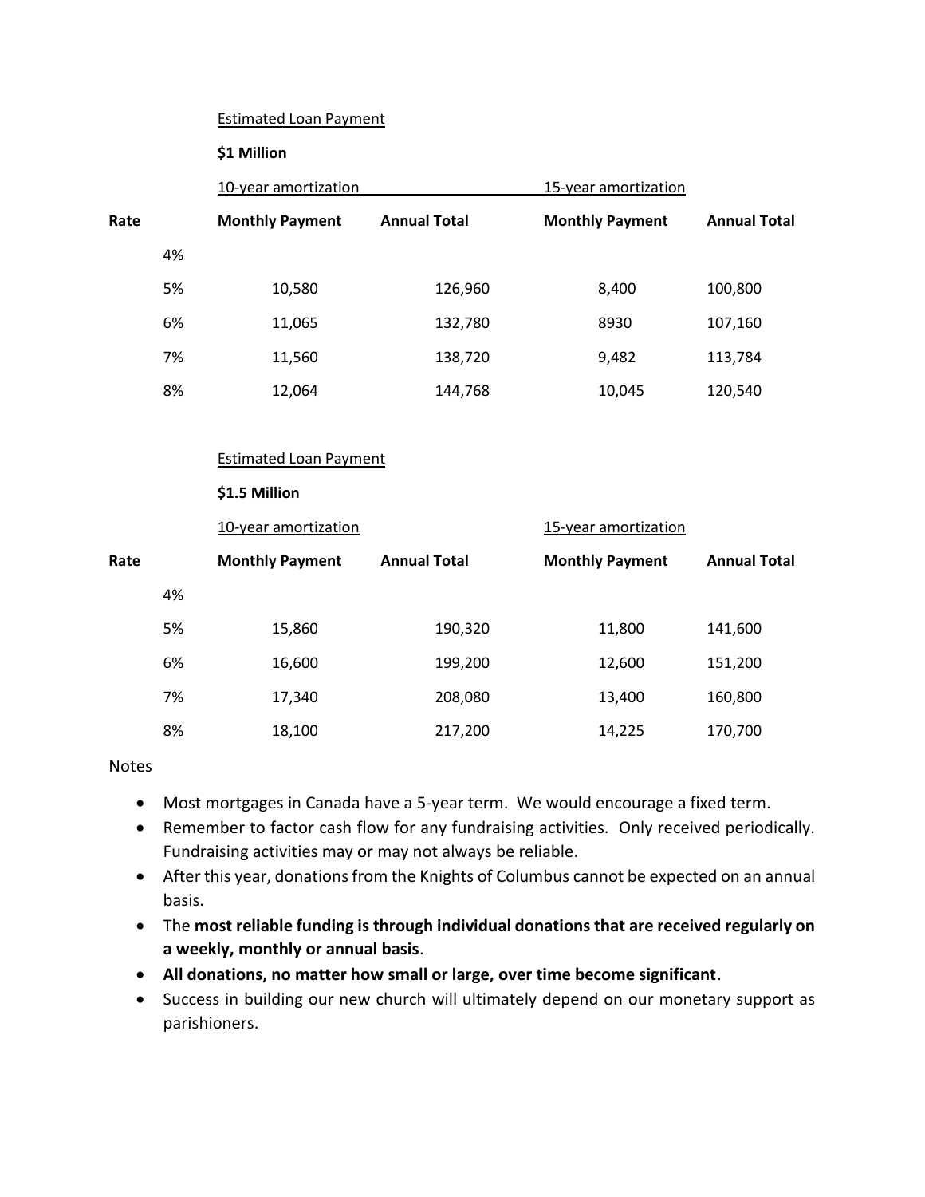Estimated Loan Payment

**$1 Million**

| Rate | 10-year amortization | | 15-year amortization | |
|---|---|---|---|---|
| | **Monthly Payment** | **Annual Total** | **Monthly Payment** | **Annual Total** |
| 4% | | | | |
| 5% | 10,580 | 126,960 | 8,400 | 100,800 |
| 6% | 11,065 | 132,780 | 8930 | 107,160 |
| 7% | 11,560 | 138,720 | 9,482 | 113,784 |
| 8% | 12,064 | 144,768 | 10,045 | 120,540 |

Estimated Loan Payment

**$1.5 Million**

| Rate | 10-year amortization | | 15-year amortization | |
|---|---|---|---|---|
| | **Monthly Payment** | **Annual Total** | **Monthly Payment** | **Annual Total** |
| 4% | | | | |
| 5% | 15,860 | 190,320 | 11,800 | 141,600 |
| 6% | 16,600 | 199,200 | 12,600 | 151,200 |
| 7% | 17,340 | 208,080 | 13,400 | 160,800 |
| 8% | 18,100 | 217,200 | 14,225 | 170,700 |

Notes

- Most mortgages in Canada have a 5-year term. We would encourage a fixed term.
- Remember to factor cash flow for any fundraising activities. Only received periodically. Fundraising activities may or may not always be reliable.
- After this year, donations from the Knights of Columbus cannot be expected on an annual basis.
- The **most reliable funding is through individual donations that are received regularly on a weekly, monthly or annual basis**.
- **All donations, no matter how small or large, over time become significant**.
- Success in building our new church will ultimately depend on our monetary support as parishioners.